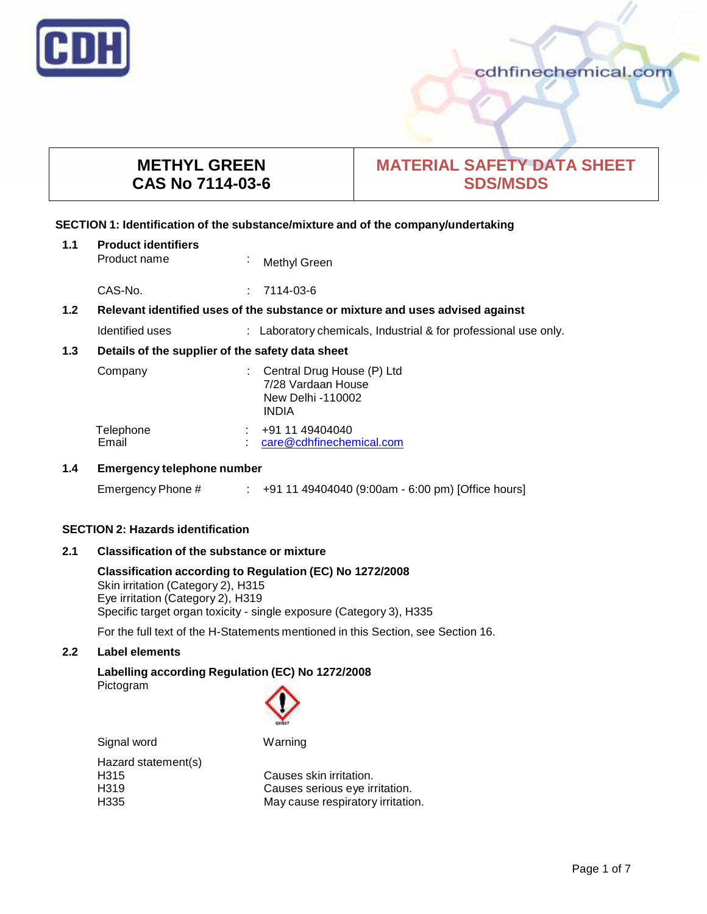# METHYL GREEN
# CAS No 7114-03-6

# MATERIAL SAFETY DATA SHEET SDS/MSDS

## SECTION 1: Identification of the substance/mixture and of the company/undertaking

### 1.1 Product identifiers

Product name : Methyl Green

CAS-No. : 7114-03-6

### 1.2 Relevant identified uses of the substance or mixture and uses advised against

Identified uses : Laboratory chemicals, Industrial & for professional use only.

### 1.3 Details of the supplier of the safety data sheet

Company : Central Drug House (P) Ltd
7/28 Vardaan House
New Delhi -110002
INDIA

Telephone : +91 11 49404040
Email : care@cdhfinechemical.com

### 1.4 Emergency telephone number

Emergency Phone # : +91 11 49404040 (9:00am - 6:00 pm) [Office hours]

## SECTION 2: Hazards identification

### 2.1 Classification of the substance or mixture

**Classification according to Regulation (EC) No 1272/2008**

Skin irritation (Category 2), H315
Eye irritation (Category 2), H319
Specific target organ toxicity - single exposure (Category 3), H335

For the full text of the H-Statements mentioned in this Section, see Section 16.

### 2.2 Label elements

**Labelling according Regulation (EC) No 1272/2008**

Pictogram

GHS07

Signal word: Warning

Hazard statement(s)

H315 Causes skin irritation.
H319 Causes serious eye irritation.
H335 May cause respiratory irritation.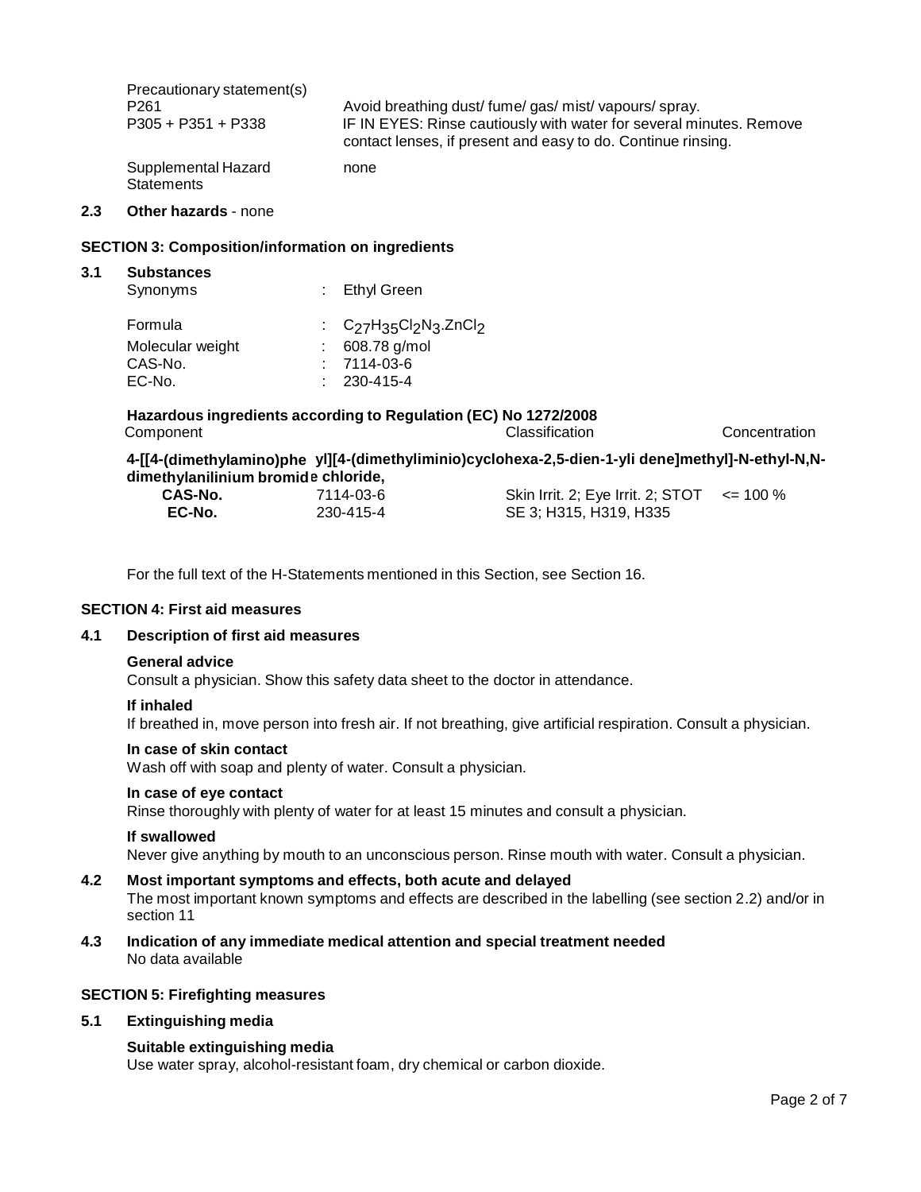| Precautionary statement(s) | |
| --- | --- |
| P261 | Avoid breathing dust/ fume/ gas/ mist/ vapours/ spray. |
| P305 + P351 + P338 | IF IN EYES: Rinse cautiously with water for several minutes. Remove contact lenses, if present and easy to do. Continue rinsing. |
| Supplemental Hazard Statements | none |

**2.3 Other hazards** - none

## SECTION 3: Composition/information on ingredients

### 3.1 Substances

| | | |
| --- | --- | --- |
| Synonyms | : | Ethyl Green |
| Formula | : | $C_{27}H_{35}Cl_2N_3.ZnCl_2$ |
| Molecular weight | : | 608.78 g/mol |
| CAS-No. | : | 7114-03-6 |
| EC-No. | : | 230-415-4 |

**Hazardous ingredients according to Regulation (EC) No 1272/2008**

| Component | | Classification | Concentration |
| --- | --- | --- | --- |
| **4-[[4-(dimethylamino)phe yl][4-(dimethyliminio)cyclohexa-2,5-dien-1-yli dene]methyl]-N-ethyl-N,N-dimethylanilinium bromid e chloride,** | | | |
| **CAS-No.** | 7114-03-6 | Skin Irrit. 2; Eye Irrit. 2; STOT SE 3; H315, H319, H335 | <= 100 % |
| **EC-No.** | 230-415-4 | | |

For the full text of the H-Statements mentioned in this Section, see Section 16.

## SECTION 4: First aid measures

### 4.1 Description of first aid measures

**General advice**
Consult a physician. Show this safety data sheet to the doctor in attendance.

**If inhaled**
If breathed in, move person into fresh air. If not breathing, give artificial respiration. Consult a physician.

**In case of skin contact**
Wash off with soap and plenty of water. Consult a physician.

**In case of eye contact**
Rinse thoroughly with plenty of water for at least 15 minutes and consult a physician.

**If swallowed**
Never give anything by mouth to an unconscious person. Rinse mouth with water. Consult a physician.

### 4.2 Most important symptoms and effects, both acute and delayed

The most important known symptoms and effects are described in the labelling (see section 2.2) and/or in section 11

### 4.3 Indication of any immediate medical attention and special treatment needed

No data available

## SECTION 5: Firefighting measures

### 5.1 Extinguishing media

**Suitable extinguishing media**
Use water spray, alcohol-resistant foam, dry chemical or carbon dioxide.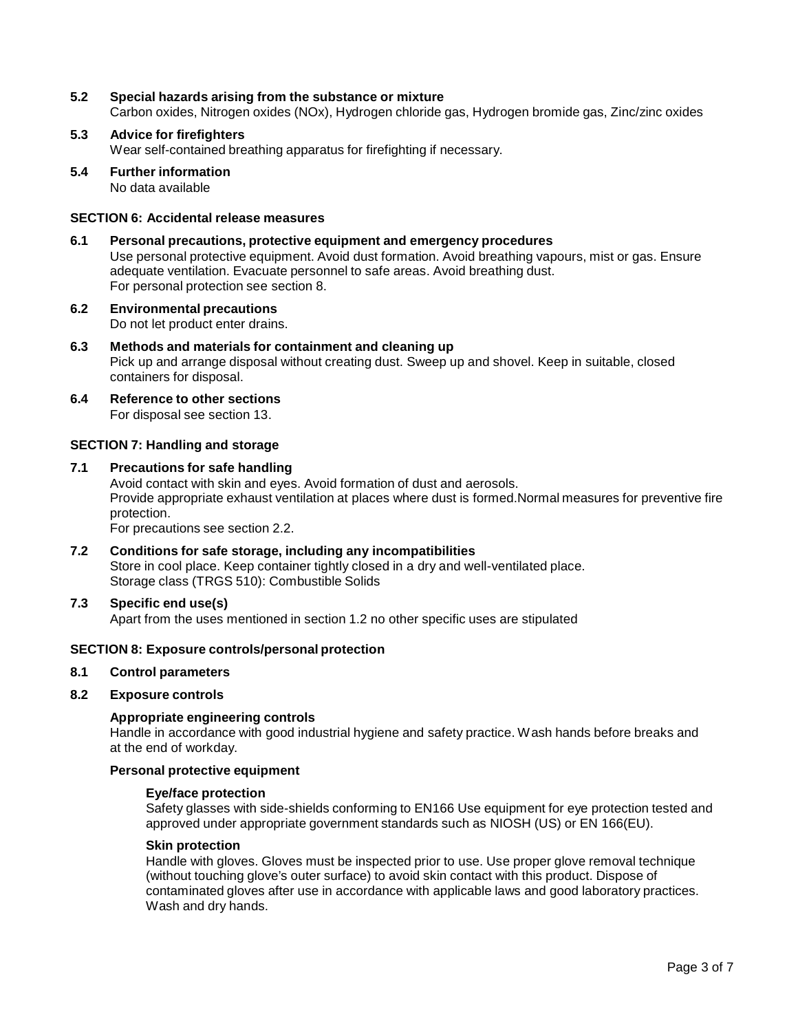**5.2 Special hazards arising from the substance or mixture**

Carbon oxides, Nitrogen oxides (NOx), Hydrogen chloride gas, Hydrogen bromide gas, Zinc/zinc oxides

**5.3 Advice for firefighters**

Wear self-contained breathing apparatus for firefighting if necessary.

**5.4 Further information**

No data available

## SECTION 6: Accidental release measures

**6.1 Personal precautions, protective equipment and emergency procedures**

Use personal protective equipment. Avoid dust formation. Avoid breathing vapours, mist or gas. Ensure adequate ventilation. Evacuate personnel to safe areas. Avoid breathing dust.
For personal protection see section 8.

**6.2 Environmental precautions**

Do not let product enter drains.

**6.3 Methods and materials for containment and cleaning up**

Pick up and arrange disposal without creating dust. Sweep up and shovel. Keep in suitable, closed containers for disposal.

**6.4 Reference to other sections**

For disposal see section 13.

## SECTION 7: Handling and storage

**7.1 Precautions for safe handling**

Avoid contact with skin and eyes. Avoid formation of dust and aerosols.
Provide appropriate exhaust ventilation at places where dust is formed.Normal measures for preventive fire protection.
For precautions see section 2.2.

**7.2 Conditions for safe storage, including any incompatibilities**

Store in cool place. Keep container tightly closed in a dry and well-ventilated place.
Storage class (TRGS 510): Combustible Solids

**7.3 Specific end use(s)**

Apart from the uses mentioned in section 1.2 no other specific uses are stipulated

## SECTION 8: Exposure controls/personal protection

**8.1 Control parameters**

**8.2 Exposure controls**

**Appropriate engineering controls**

Handle in accordance with good industrial hygiene and safety practice. Wash hands before breaks and at the end of workday.

**Personal protective equipment**

**Eye/face protection**

Safety glasses with side-shields conforming to EN166 Use equipment for eye protection tested and approved under appropriate government standards such as NIOSH (US) or EN 166(EU).

**Skin protection**

Handle with gloves. Gloves must be inspected prior to use. Use proper glove removal technique (without touching glove's outer surface) to avoid skin contact with this product. Dispose of contaminated gloves after use in accordance with applicable laws and good laboratory practices. Wash and dry hands.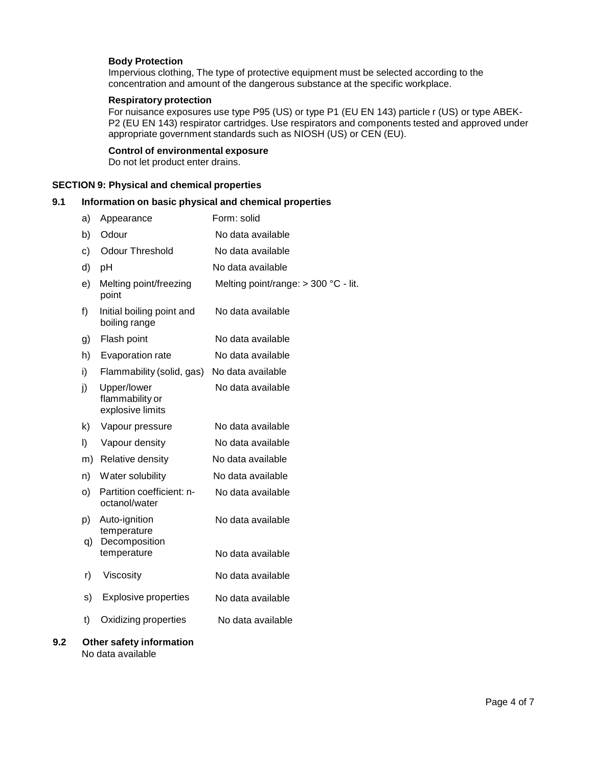**Body Protection**
Impervious clothing, The type of protective equipment must be selected according to the concentration and amount of the dangerous substance at the specific workplace.

**Respiratory protection**
For nuisance exposures use type P95 (US) or type P1 (EU EN 143) particle r (US) or type ABEK-P2 (EU EN 143) respirator cartridges. Use respirators and components tested and approved under appropriate government standards such as NIOSH (US) or CEN (EU).

**Control of environmental exposure**
Do not let product enter drains.

## SECTION 9: Physical and chemical properties

### 9.1 Information on basic physical and chemical properties

| | Property | Value |
|---|---|---|
| a) | Appearance | Form: solid |
| b) | Odour | No data available |
| c) | Odour Threshold | No data available |
| d) | pH | No data available |
| e) | Melting point/freezing point | Melting point/range: > 300 °C - lit. |
| f) | Initial boiling point and boiling range | No data available |
| g) | Flash point | No data available |
| h) | Evaporation rate | No data available |
| i) | Flammability (solid, gas) | No data available |
| j) | Upper/lower flammability or explosive limits | No data available |
| k) | Vapour pressure | No data available |
| l) | Vapour density | No data available |
| m) | Relative density | No data available |
| n) | Water solubility | No data available |
| o) | Partition coefficient: n-octanol/water | No data available |
| p) | Auto-ignition temperature | No data available |
| q) | Decomposition temperature | No data available |
| r) | Viscosity | No data available |
| s) | Explosive properties | No data available |
| t) | Oxidizing properties | No data available |

### 9.2 Other safety information

No data available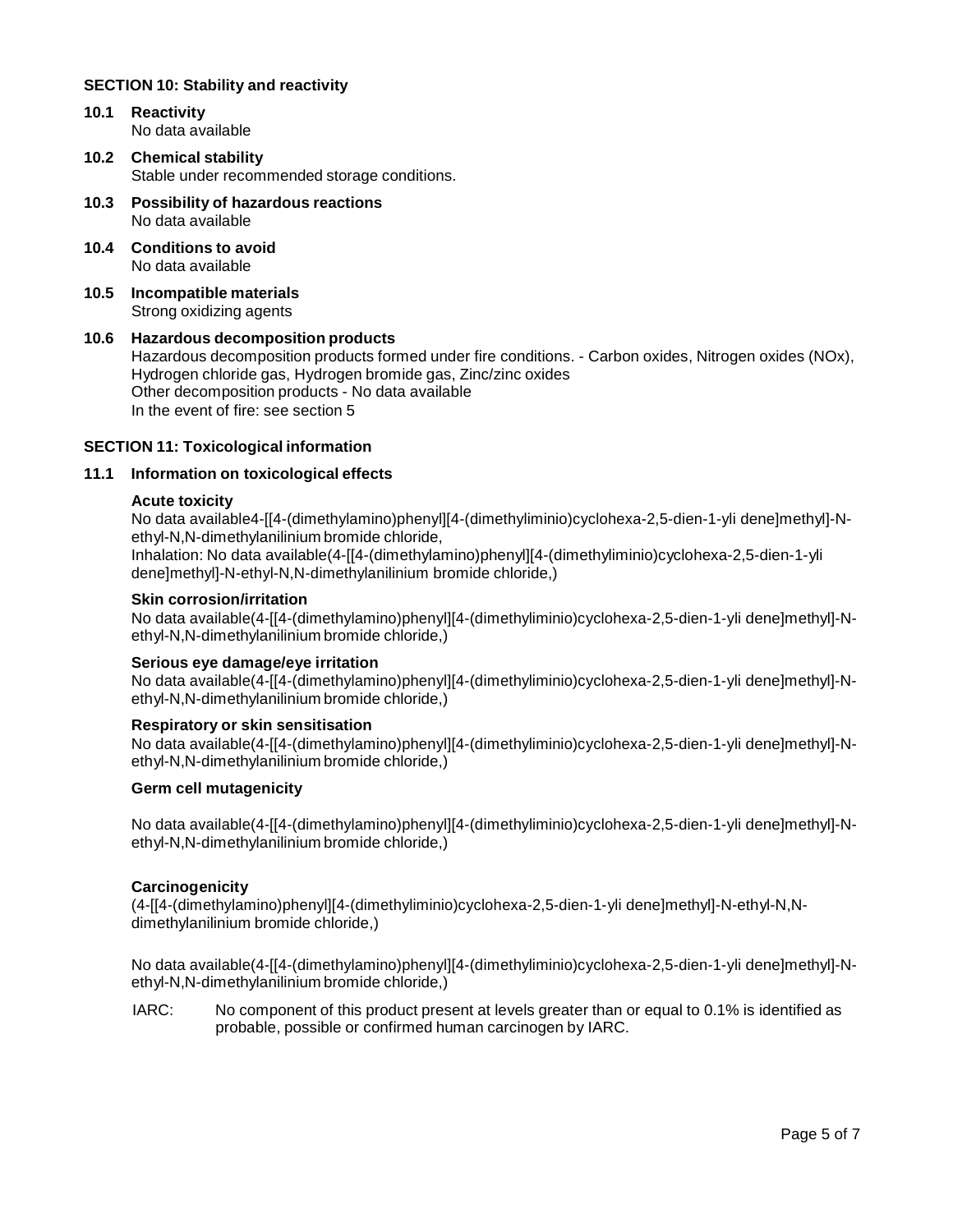## SECTION 10: Stability and reactivity

**10.1 Reactivity**
No data available

**10.2 Chemical stability**
Stable under recommended storage conditions.

**10.3 Possibility of hazardous reactions**
No data available

**10.4 Conditions to avoid**
No data available

**10.5 Incompatible materials**
Strong oxidizing agents

**10.6 Hazardous decomposition products**
Hazardous decomposition products formed under fire conditions. - Carbon oxides, Nitrogen oxides (NOx), Hydrogen chloride gas, Hydrogen bromide gas, Zinc/zinc oxides
Other decomposition products - No data available
In the event of fire: see section 5

## SECTION 11: Toxicological information

**11.1 Information on toxicological effects**

**Acute toxicity**
No data available4-[[4-(dimethylamino)phenyl][4-(dimethyliminio)cyclohexa-2,5-dien-1-yli dene]methyl]-N-ethyl-N,N-dimethylanilinium bromide chloride,
Inhalation: No data available(4-[[4-(dimethylamino)phenyl][4-(dimethyliminio)cyclohexa-2,5-dien-1-yli dene]methyl]-N-ethyl-N,N-dimethylanilinium bromide chloride,)

**Skin corrosion/irritation**
No data available(4-[[4-(dimethylamino)phenyl][4-(dimethyliminio)cyclohexa-2,5-dien-1-yli dene]methyl]-N-ethyl-N,N-dimethylanilinium bromide chloride,)

**Serious eye damage/eye irritation**
No data available(4-[[4-(dimethylamino)phenyl][4-(dimethyliminio)cyclohexa-2,5-dien-1-yli dene]methyl]-N-ethyl-N,N-dimethylanilinium bromide chloride,)

**Respiratory or skin sensitisation**
No data available(4-[[4-(dimethylamino)phenyl][4-(dimethyliminio)cyclohexa-2,5-dien-1-yli dene]methyl]-N-ethyl-N,N-dimethylanilinium bromide chloride,)

**Germ cell mutagenicity**

No data available(4-[[4-(dimethylamino)phenyl][4-(dimethyliminio)cyclohexa-2,5-dien-1-yli dene]methyl]-N-ethyl-N,N-dimethylanilinium bromide chloride,)

**Carcinogenicity**
(4-[[4-(dimethylamino)phenyl][4-(dimethyliminio)cyclohexa-2,5-dien-1-yli dene]methyl]-N-ethyl-N,N-dimethylanilinium bromide chloride,)

No data available(4-[[4-(dimethylamino)phenyl][4-(dimethyliminio)cyclohexa-2,5-dien-1-yli dene]methyl]-N-ethyl-N,N-dimethylanilinium bromide chloride,)

IARC: No component of this product present at levels greater than or equal to 0.1% is identified as probable, possible or confirmed human carcinogen by IARC.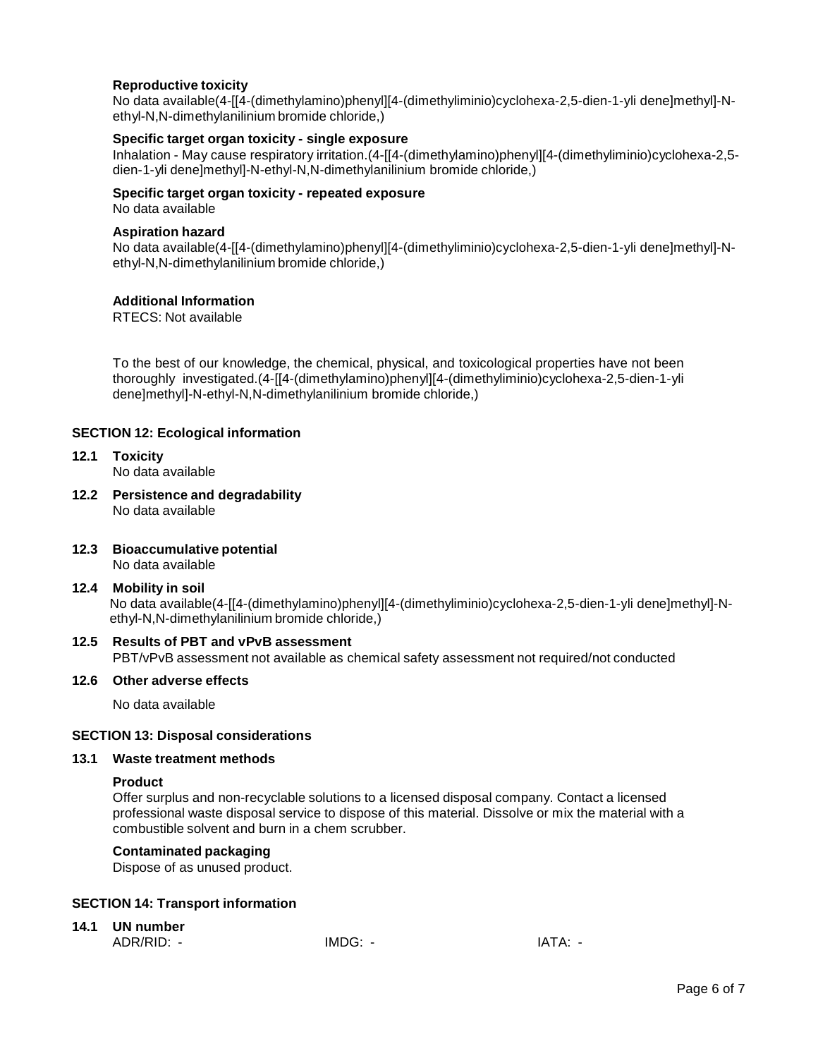**Reproductive toxicity**
No data available(4-[[4-(dimethylamino)phenyl][4-(dimethyliminio)cyclohexa-2,5-dien-1-yli dene]methyl]-N-ethyl-N,N-dimethylanilinium bromide chloride,)

**Specific target organ toxicity - single exposure**
Inhalation - May cause respiratory irritation.(4-[[4-(dimethylamino)phenyl][4-(dimethyliminio)cyclohexa-2,5-dien-1-yli dene]methyl]-N-ethyl-N,N-dimethylanilinium bromide chloride,)

**Specific target organ toxicity - repeated exposure**
No data available

**Aspiration hazard**
No data available(4-[[4-(dimethylamino)phenyl][4-(dimethyliminio)cyclohexa-2,5-dien-1-yli dene]methyl]-N-ethyl-N,N-dimethylanilinium bromide chloride,)

**Additional Information**
RTECS: Not available

To the best of our knowledge, the chemical, physical, and toxicological properties have not been thoroughly investigated.(4-[[4-(dimethylamino)phenyl][4-(dimethyliminio)cyclohexa-2,5-dien-1-yli dene]methyl]-N-ethyl-N,N-dimethylanilinium bromide chloride,)

## SECTION 12: Ecological information

**12.1 Toxicity**
No data available

**12.2 Persistence and degradability**
No data available

**12.3 Bioaccumulative potential**
No data available

**12.4 Mobility in soil**
No data available(4-[[4-(dimethylamino)phenyl][4-(dimethyliminio)cyclohexa-2,5-dien-1-yli dene]methyl]-N-ethyl-N,N-dimethylanilinium bromide chloride,)

**12.5 Results of PBT and vPvB assessment**
PBT/vPvB assessment not available as chemical safety assessment not required/not conducted

**12.6 Other adverse effects**
No data available

## SECTION 13: Disposal considerations

**13.1 Waste treatment methods**

**Product**
Offer surplus and non-recyclable solutions to a licensed disposal company. Contact a licensed professional waste disposal service to dispose of this material. Dissolve or mix the material with a combustible solvent and burn in a chem scrubber.

**Contaminated packaging**
Dispose of as unused product.

## SECTION 14: Transport information

**14.1 UN number**
ADR/RID: - IMDG: - IATA: -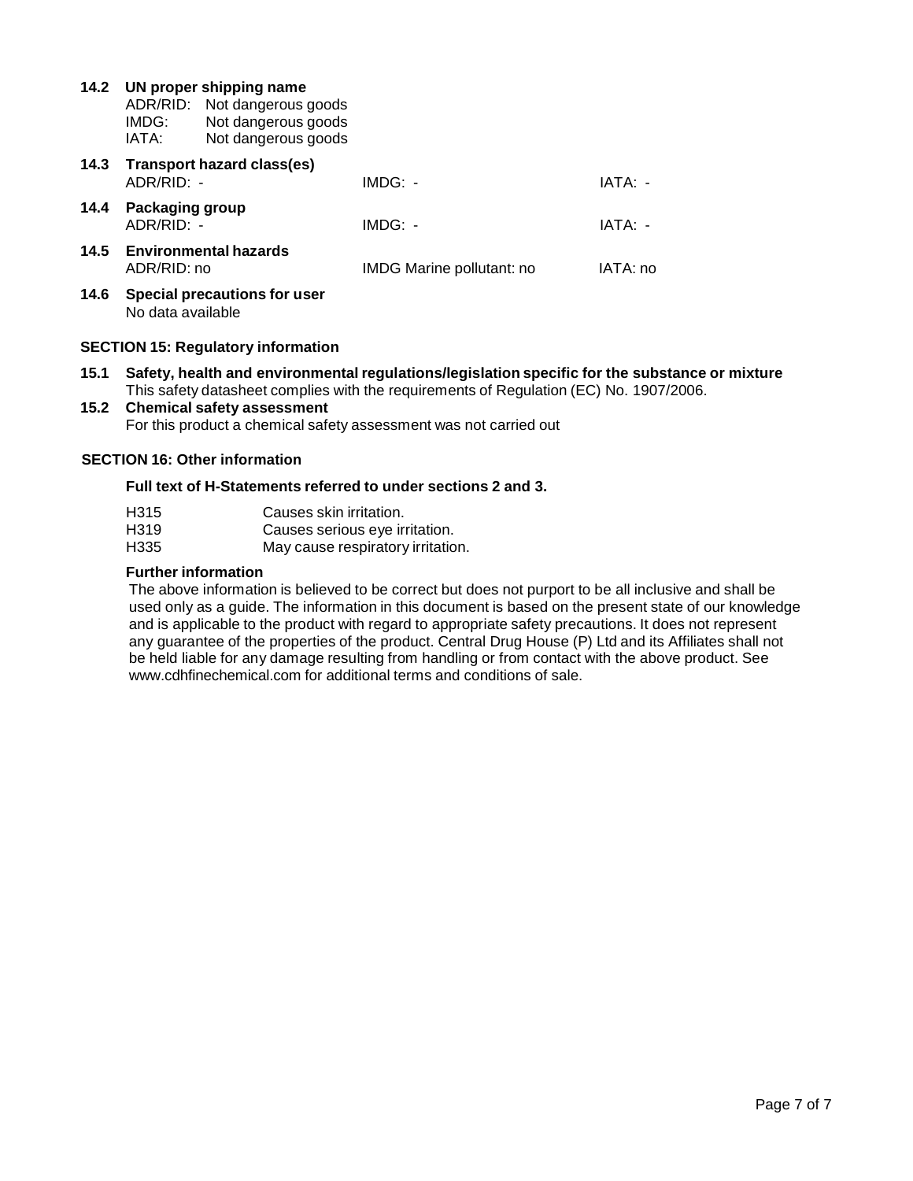**14.2 UN proper shipping name**

ADR/RID: Not dangerous goods
IMDG: Not dangerous goods
IATA: Not dangerous goods

**14.3 Transport hazard class(es)**

| | | |
|---|---|---|
| ADR/RID: - | IMDG: - | IATA: - |

**14.4 Packaging group**

| | | |
|---|---|---|
| ADR/RID: - | IMDG: - | IATA: - |

**14.5 Environmental hazards**

| | | |
|---|---|---|
| ADR/RID: no | IMDG Marine pollutant: no | IATA: no |

**14.6 Special precautions for user**

No data available

## SECTION 15: Regulatory information

**15.1 Safety, health and environmental regulations/legislation specific for the substance or mixture**

This safety datasheet complies with the requirements of Regulation (EC) No. 1907/2006.

**15.2 Chemical safety assessment**

For this product a chemical safety assessment was not carried out

## SECTION 16: Other information

**Full text of H-Statements referred to under sections 2 and 3.**

| | |
|---|---|
| H315 | Causes skin irritation. |
| H319 | Causes serious eye irritation. |
| H335 | May cause respiratory irritation. |

**Further information**

The above information is believed to be correct but does not purport to be all inclusive and shall be used only as a guide. The information in this document is based on the present state of our knowledge and is applicable to the product with regard to appropriate safety precautions. It does not represent any guarantee of the properties of the product. Central Drug House (P) Ltd and its Affiliates shall not be held liable for any damage resulting from handling or from contact with the above product. See www.cdhfinechemical.com for additional terms and conditions of sale.